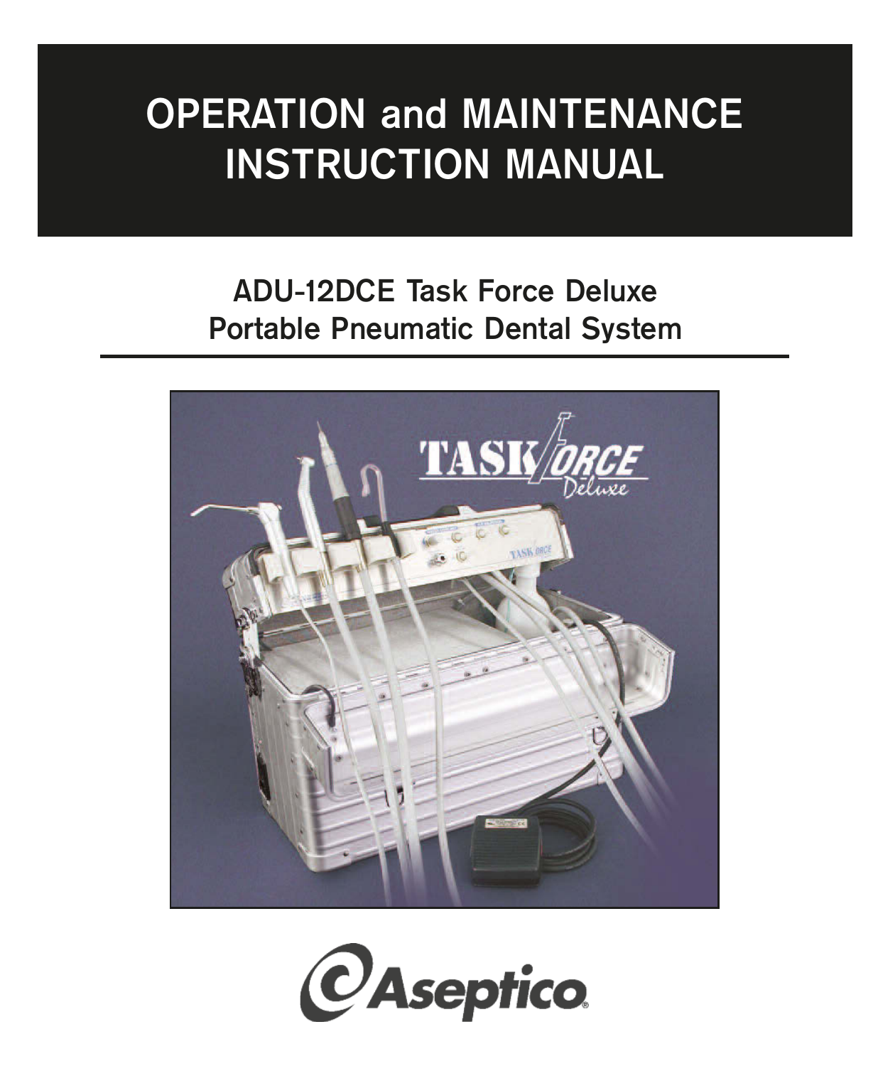# OPERATION and MAINTENANCE INSTRUCTION MANUAL

## ADU-12DCE Task Force Deluxe Portable Pneumatic Dental System

Aseptico®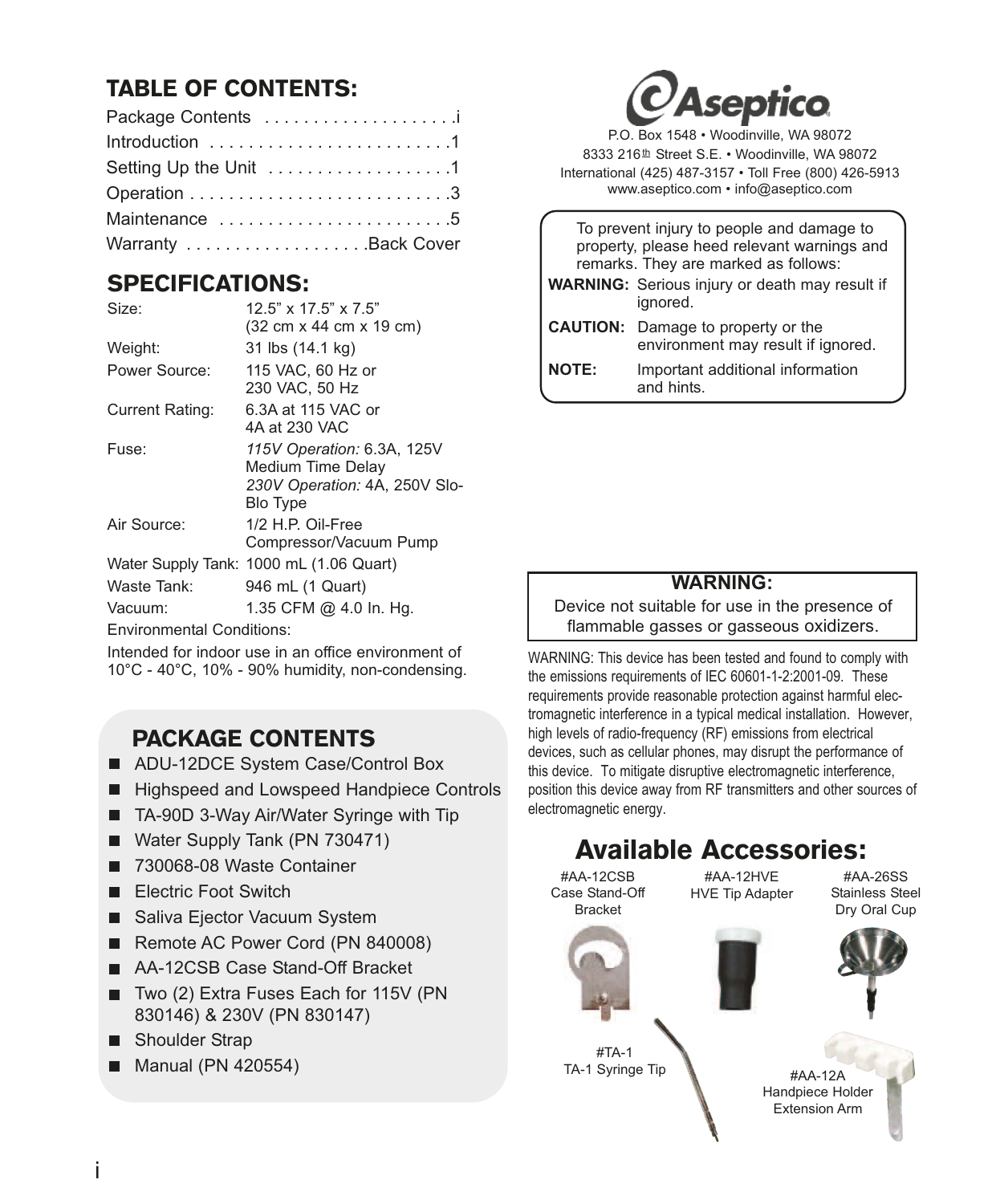## TABLE OF CONTENTS:

| | |
|---|---|
| Package Contents | i |
| Introduction | 1 |
| Setting Up the Unit | 1 |
| Operation | 3 |
| Maintenance | 5 |
| Warranty | Back Cover |

## SPECIFICATIONS:

| | |
|---|---|
| Size: | 12.5" x 17.5" x 7.5" (32 cm x 44 cm x 19 cm) |
| Weight: | 31 lbs (14.1 kg) |
| Power Source: | 115 VAC, 60 Hz or 230 VAC, 50 Hz |
| Current Rating: | 6.3A at 115 VAC or 4A at 230 VAC |
| Fuse: | *115V Operation:* 6.3A, 125V Medium Time Delay *230V Operation:* 4A, 250V Slo-Blo Type |
| Air Source: | 1/2 H.P. Oil-Free Compressor/Vacuum Pump |
| Water Supply Tank: | 1000 mL (1.06 Quart) |
| Waste Tank: | 946 mL (1 Quart) |
| Vacuum: | 1.35 CFM @ 4.0 In. Hg. |

Environmental Conditions:

Intended for indoor use in an office environment of 10°C - 40°C, 10% - 90% humidity, non-condensing.

## PACKAGE CONTENTS

- ADU-12DCE System Case/Control Box
- Highspeed and Lowspeed Handpiece Controls
- TA-90D 3-Way Air/Water Syringe with Tip
- Water Supply Tank (PN 730471)
- 730068-08 Waste Container
- Electric Foot Switch
- Saliva Ejector Vacuum System
- Remote AC Power Cord (PN 840008)
- AA-12CSB Case Stand-Off Bracket
- Two (2) Extra Fuses Each for 115V (PN 830146) & 230V (PN 830147)
- Shoulder Strap
- Manual (PN 420554)

**Aseptico**

P.O. Box 1548 • Woodinville, WA 98072
8333 216th Street S.E. • Woodinville, WA 98072
International (425) 487-3157 • Toll Free (800) 426-5913
www.aseptico.com • info@aseptico.com

To prevent injury to people and damage to property, please heed relevant warnings and remarks. They are marked as follows:

**WARNING:** Serious injury or death may result if ignored.

**CAUTION:** Damage to property or the environment may result if ignored.

**NOTE:** Important additional information and hints.

**WARNING:**
Device not suitable for use in the presence of flammable gasses or gaseous oxidizers.

WARNING: This device has been tested and found to comply with the emissions requirements of IEC 60601-1-2:2001-09. These requirements provide reasonable protection against harmful electromagnetic interference in a typical medical installation. However, high levels of radio-frequency (RF) emissions from electrical devices, such as cellular phones, may disrupt the performance of this device. To mitigate disruptive electromagnetic interference, position this device away from RF transmitters and other sources of electromagnetic energy.

## Available Accessories:

#AA-12CSB
Case Stand-Off Bracket

#AA-12HVE
HVE Tip Adapter

#AA-26SS
Stainless Steel Dry Oral Cup

#TA-1
TA-1 Syringe Tip

#AA-12A
Handpiece Holder Extension Arm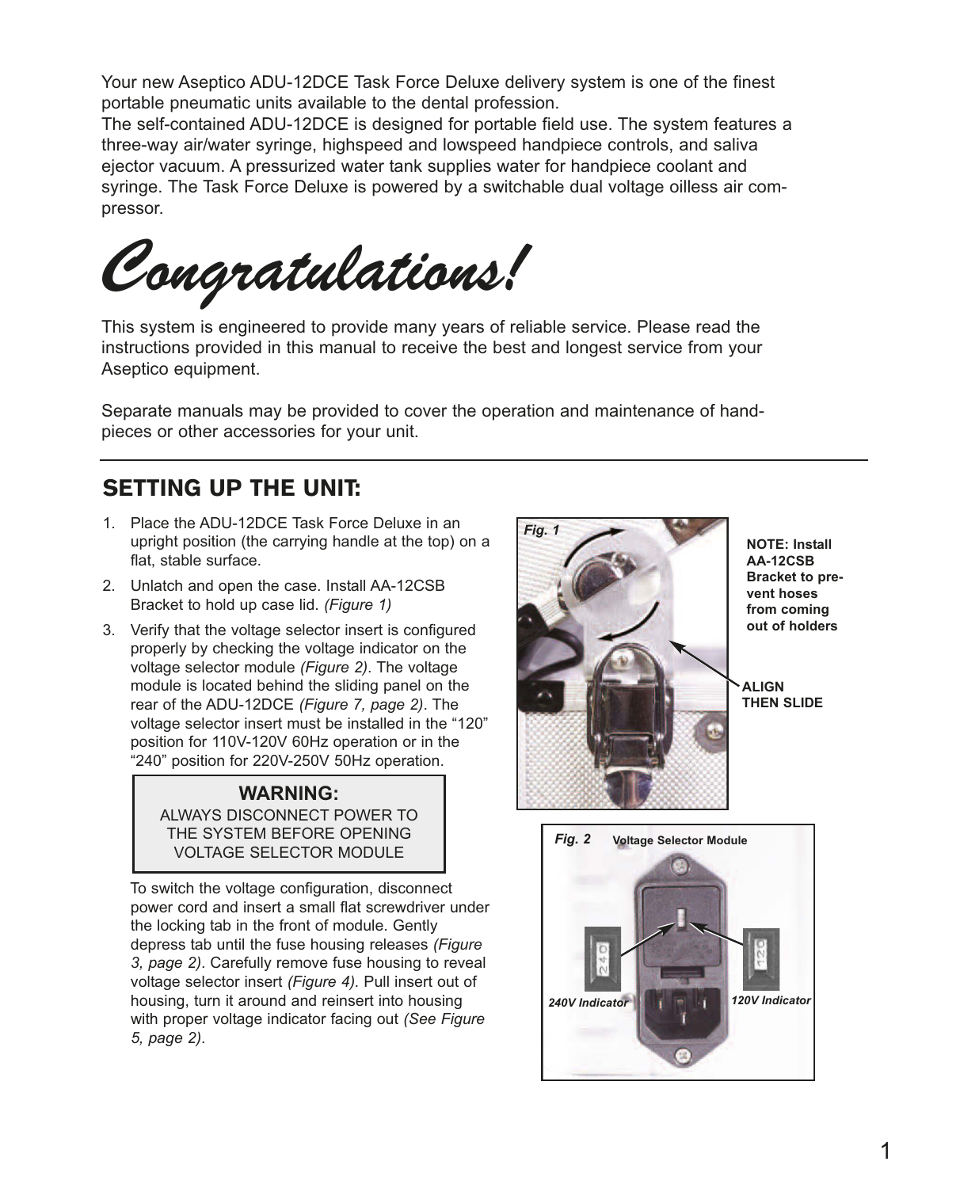Your new Aseptico ADU-12DCE Task Force Deluxe delivery system is one of the finest portable pneumatic units available to the dental profession.
The self-contained ADU-12DCE is designed for portable field use. The system features a three-way air/water syringe, highspeed and lowspeed handpiece controls, and saliva ejector vacuum. A pressurized water tank supplies water for handpiece coolant and syringe. The Task Force Deluxe is powered by a switchable dual voltage oilless air compressor.

# *Congratulations!*

This system is engineered to provide many years of reliable service. Please read the instructions provided in this manual to receive the best and longest service from your Aseptico equipment.

Separate manuals may be provided to cover the operation and maintenance of handpieces or other accessories for your unit.

---

## SETTING UP THE UNIT:

1. Place the ADU-12DCE Task Force Deluxe in an upright position (the carrying handle at the top) on a flat, stable surface.
2. Unlatch and open the case. Install AA-12CSB Bracket to hold up case lid. *(Figure 1)*
3. Verify that the voltage selector insert is configured properly by checking the voltage indicator on the voltage selector module *(Figure 2)*. The voltage module is located behind the sliding panel on the rear of the ADU-12DCE *(Figure 7, page 2)*. The voltage selector insert must be installed in the "120" position for 110V-120V 60Hz operation or in the "240" position for 220V-250V 50Hz operation.

> **WARNING:**
> ALWAYS DISCONNECT POWER TO THE SYSTEM BEFORE OPENING VOLTAGE SELECTOR MODULE

To switch the voltage configuration, disconnect power cord and insert a small flat screwdriver under the locking tab in the front of module. Gently depress tab until the fuse housing releases *(Figure 3, page 2)*. Carefully remove fuse housing to reveal voltage selector insert *(Figure 4)*. Pull insert out of housing, turn it around and reinsert into housing with proper voltage indicator facing out *(See Figure 5, page 2)*.

*Fig. 1*

**NOTE: Install AA-12CSB Bracket to prevent hoses from coming out of holders**

**ALIGN THEN SLIDE**

*Fig. 2* **Voltage Selector Module**

*240V Indicator* *120V Indicator*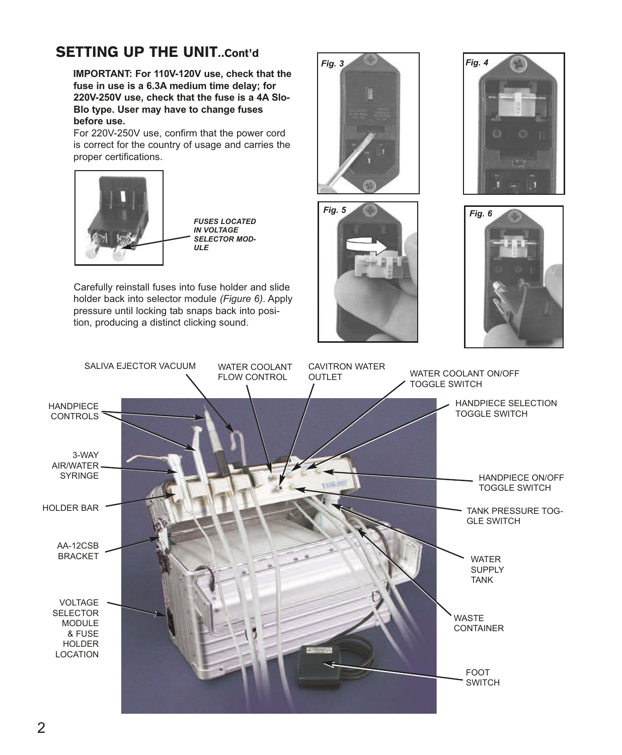## SETTING UP THE UNIT..Cont'd

**IMPORTANT: For 110V-120V use, check that the fuse in use is a 6.3A medium time delay; for 220V-250V use, check that the fuse is a 4A Slo-Blo type. User may have to change fuses before use.**

For 220V-250V use, confirm that the power cord is correct for the country of usage and carries the proper certifications.

***FUSES LOCATED IN VOLTAGE SELECTOR MODULE***

Carefully reinstall fuses into fuse holder and slide holder back into selector module *(Figure 6)*. Apply pressure until locking tab snaps back into position, producing a distinct clicking sound.

*Fig. 3*

*Fig. 4*

*Fig. 5*

*Fig. 6*

SALIVA EJECTOR VACUUM

WATER COOLANT FLOW CONTROL

CAVITRON WATER OUTLET

WATER COOLANT ON/OFF TOGGLE SWITCH

HANDPIECE CONTROLS

HANDPIECE SELECTION TOGGLE SWITCH

3-WAY AIR/WATER SYRINGE

HANDPIECE ON/OFF TOGGLE SWITCH

HOLDER BAR

TANK PRESSURE TOGGLE SWITCH

AA-12CSB BRACKET

WATER SUPPLY TANK

VOLTAGE SELECTOR MODULE & FUSE HOLDER LOCATION

WASTE CONTAINER

FOOT SWITCH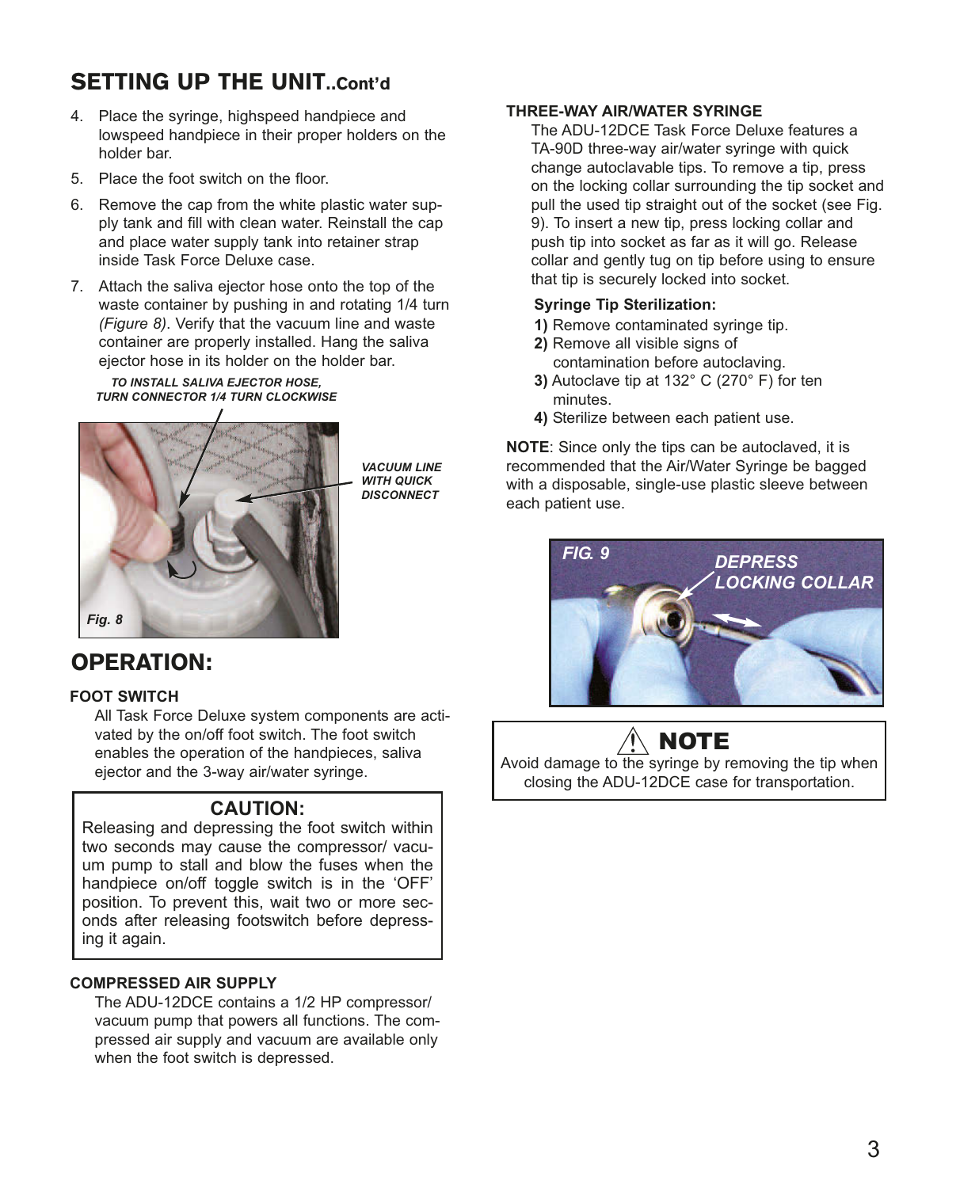## SETTING UP THE UNIT..Cont'd

4. Place the syringe, highspeed handpiece and lowspeed handpiece in their proper holders on the holder bar.
5. Place the foot switch on the floor.
6. Remove the cap from the white plastic water supply tank and fill with clean water. Reinstall the cap and place water supply tank into retainer strap inside Task Force Deluxe case.
7. Attach the saliva ejector hose onto the top of the waste container by pushing in and rotating 1/4 turn *(Figure 8)*. Verify that the vacuum line and waste container are properly installed. Hang the saliva ejector hose in its holder on the holder bar.

***TO INSTALL SALIVA EJECTOR HOSE, TURN CONNECTOR 1/4 TURN CLOCKWISE***

***VACUUM LINE WITH QUICK DISCONNECT***

***Fig. 8***

## OPERATION:

### FOOT SWITCH

All Task Force Deluxe system components are activated by the on/off foot switch. The foot switch enables the operation of the handpieces, saliva ejector and the 3-way air/water syringe.

> **CAUTION:**
> Releasing and depressing the foot switch within two seconds may cause the compressor/ vacuum pump to stall and blow the fuses when the handpiece on/off toggle switch is in the 'OFF' position. To prevent this, wait two or more seconds after releasing footswitch before depressing it again.

### COMPRESSED AIR SUPPLY

The ADU-12DCE contains a 1/2 HP compressor/ vacuum pump that powers all functions. The compressed air supply and vacuum are available only when the foot switch is depressed.

### THREE-WAY AIR/WATER SYRINGE

The ADU-12DCE Task Force Deluxe features a TA-90D three-way air/water syringe with quick change autoclavable tips. To remove a tip, press on the locking collar surrounding the tip socket and pull the used tip straight out of the socket (see Fig. 9). To insert a new tip, press locking collar and push tip into socket as far as it will go. Release collar and gently tug on tip before using to ensure that tip is securely locked into socket.

**Syringe Tip Sterilization:**

**1)** Remove contaminated syringe tip.
**2)** Remove all visible signs of contamination before autoclaving.
**3)** Autoclave tip at 132° C (270° F) for ten minutes.
**4)** Sterilize between each patient use.

**NOTE**: Since only the tips can be autoclaved, it is recommended that the Air/Water Syringe be bagged with a disposable, single-use plastic sleeve between each patient use.

***FIG. 9*** ***DEPRESS LOCKING COLLAR***

> ⚠ **NOTE**
> Avoid damage to the syringe by removing the tip when closing the ADU-12DCE case for transportation.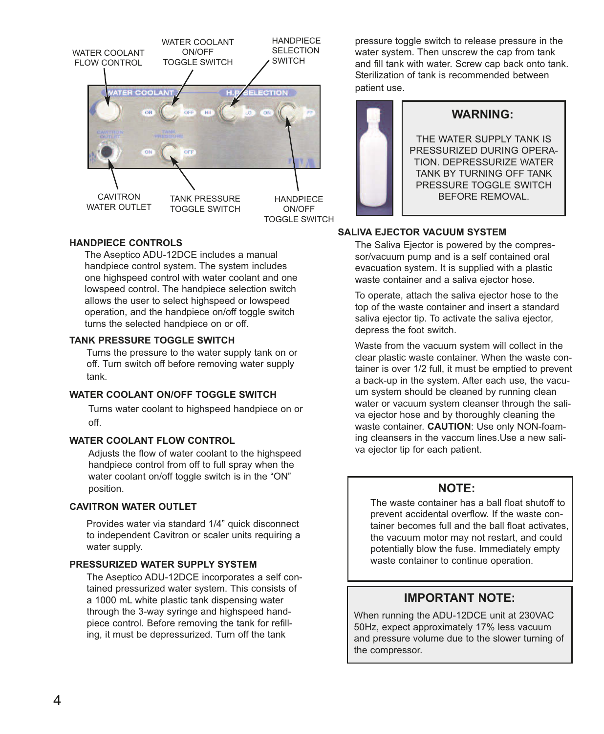WATER COOLANT FLOW CONTROL

WATER COOLANT ON/OFF TOGGLE SWITCH

HANDPIECE SELECTION SWITCH

CAVITRON WATER OUTLET

TANK PRESSURE TOGGLE SWITCH

HANDPIECE ON/OFF TOGGLE SWITCH

### HANDPIECE CONTROLS

The Aseptico ADU-12DCE includes a manual handpiece control system. The system includes one highspeed control with water coolant and one lowspeed control. The handpiece selection switch allows the user to select highspeed or lowspeed operation, and the handpiece on/off toggle switch turns the selected handpiece on or off.

### TANK PRESSURE TOGGLE SWITCH

Turns the pressure to the water supply tank on or off. Turn switch off before removing water supply tank.

### WATER COOLANT ON/OFF TOGGLE SWITCH

Turns water coolant to highspeed handpiece on or off.

### WATER COOLANT FLOW CONTROL

Adjusts the flow of water coolant to the highspeed handpiece control from off to full spray when the water coolant on/off toggle switch is in the "ON" position.

### CAVITRON WATER OUTLET

Provides water via standard 1/4" quick disconnect to independent Cavitron or scaler units requiring a water supply.

### PRESSURIZED WATER SUPPLY SYSTEM

The Aseptico ADU-12DCE incorporates a self contained pressurized water system. This consists of a 1000 mL white plastic tank dispensing water through the 3-way syringe and highspeed handpiece control. Before removing the tank for refilling, it must be depressurized. Turn off the tank pressure toggle switch to release pressure in the water system. Then unscrew the cap from tank and fill tank with water. Screw cap back onto tank. Sterilization of tank is recommended between patient use.

> **WARNING:**
>
> THE WATER SUPPLY TANK IS PRESSURIZED DURING OPERATION. DEPRESSURIZE WATER TANK BY TURNING OFF TANK PRESSURE TOGGLE SWITCH BEFORE REMOVAL.

### SALIVA EJECTOR VACUUM SYSTEM

The Saliva Ejector is powered by the compressor/vacuum pump and is a self contained oral evacuation system. It is supplied with a plastic waste container and a saliva ejector hose.

To operate, attach the saliva ejector hose to the top of the waste container and insert a standard saliva ejector tip. To activate the saliva ejector, depress the foot switch.

Waste from the vacuum system will collect in the clear plastic waste container. When the waste container is over 1/2 full, it must be emptied to prevent a back-up in the system. After each use, the vacuum system should be cleaned by running clean water or vacuum system cleanser through the saliva ejector hose and by thoroughly cleaning the waste container. **CAUTION**: Use only NON-foaming cleansers in the vaccum lines.Use a new saliva ejector tip for each patient.

> **NOTE:**
>
> The waste container has a ball float shutoff to prevent accidental overflow. If the waste container becomes full and the ball float activates, the vacuum motor may not restart, and could potentially blow the fuse. Immediately empty waste container to continue operation.

> **IMPORTANT NOTE:**
>
> When running the ADU-12DCE unit at 230VAC 50Hz, expect approximately 17% less vacuum and pressure volume due to the slower turning of the compressor.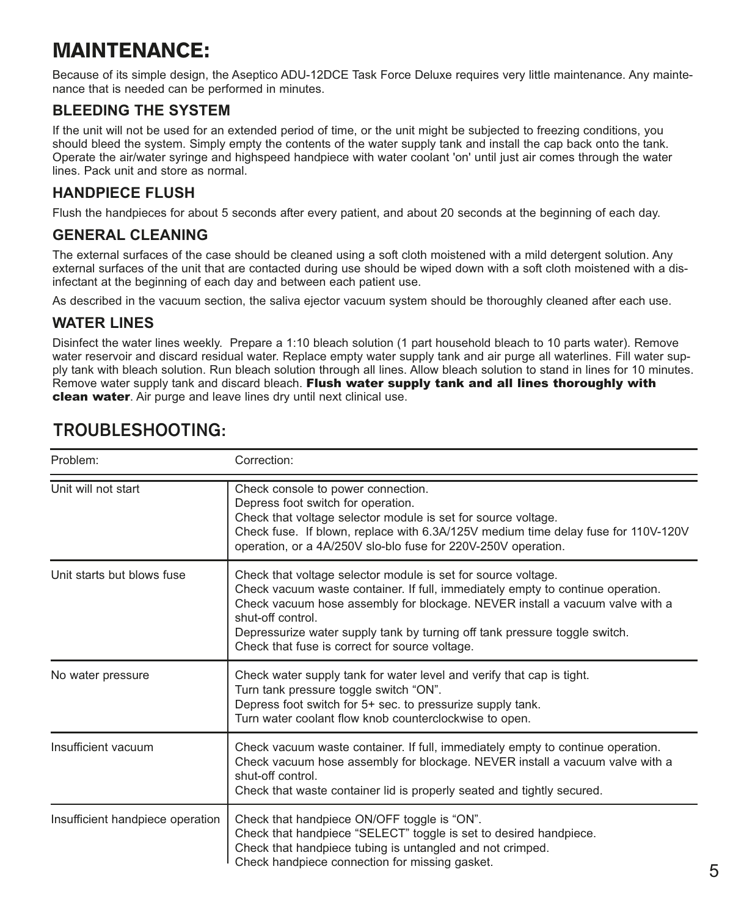# MAINTENANCE:

Because of its simple design, the Aseptico ADU-12DCE Task Force Deluxe requires very little maintenance. Any maintenance that is needed can be performed in minutes.

## BLEEDING THE SYSTEM

If the unit will not be used for an extended period of time, or the unit might be subjected to freezing conditions, you should bleed the system. Simply empty the contents of the water supply tank and install the cap back onto the tank. Operate the air/water syringe and highspeed handpiece with water coolant 'on' until just air comes through the water lines. Pack unit and store as normal.

## HANDPIECE FLUSH

Flush the handpieces for about 5 seconds after every patient, and about 20 seconds at the beginning of each day.

## GENERAL CLEANING

The external surfaces of the case should be cleaned using a soft cloth moistened with a mild detergent solution. Any external surfaces of the unit that are contacted during use should be wiped down with a soft cloth moistened with a disinfectant at the beginning of each day and between each patient use.

As described in the vacuum section, the saliva ejector vacuum system should be thoroughly cleaned after each use.

## WATER LINES

Disinfect the water lines weekly. Prepare a 1:10 bleach solution (1 part household bleach to 10 parts water). Remove water reservoir and discard residual water. Replace empty water supply tank and air purge all waterlines. Fill water supply tank with bleach solution. Run bleach solution through all lines. Allow bleach solution to stand in lines for 10 minutes. Remove water supply tank and discard bleach. **Flush water supply tank and all lines thoroughly with clean water**. Air purge and leave lines dry until next clinical use.

# TROUBLESHOOTING:

| Problem: | Correction: |
|---|---|
| Unit will not start | Check console to power connection.<br>Depress foot switch for operation.<br>Check that voltage selector module is set for source voltage.<br>Check fuse. If blown, replace with 6.3A/125V medium time delay fuse for 110V-120V operation, or a 4A/250V slo-blo fuse for 220V-250V operation. |
| Unit starts but blows fuse | Check that voltage selector module is set for source voltage.<br>Check vacuum waste container. If full, immediately empty to continue operation.<br>Check vacuum hose assembly for blockage. NEVER install a vacuum valve with a shut-off control.<br>Depressurize water supply tank by turning off tank pressure toggle switch.<br>Check that fuse is correct for source voltage. |
| No water pressure | Check water supply tank for water level and verify that cap is tight.<br>Turn tank pressure toggle switch "ON".<br>Depress foot switch for 5+ sec. to pressurize supply tank.<br>Turn water coolant flow knob counterclockwise to open. |
| Insufficient vacuum | Check vacuum waste container. If full, immediately empty to continue operation.<br>Check vacuum hose assembly for blockage. NEVER install a vacuum valve with a shut-off control.<br>Check that waste container lid is properly seated and tightly secured. |
| Insufficient handpiece operation | Check that handpiece ON/OFF toggle is "ON".<br>Check that handpiece "SELECT" toggle is set to desired handpiece.<br>Check that handpiece tubing is untangled and not crimped.<br>Check handpiece connection for missing gasket. |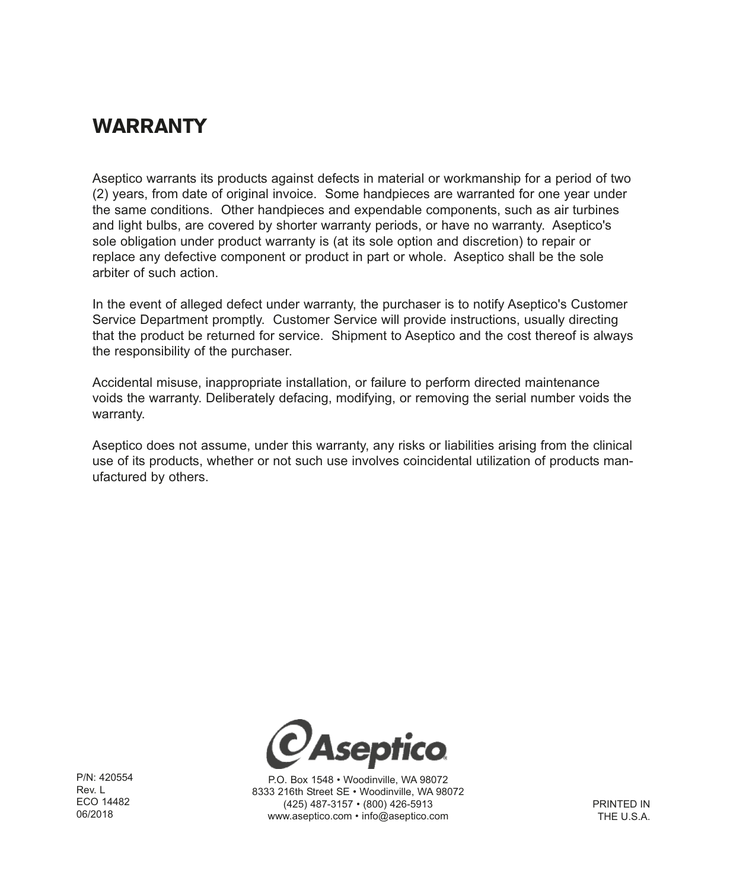# WARRANTY

Aseptico warrants its products against defects in material or workmanship for a period of two (2) years, from date of original invoice. Some handpieces are warranted for one year under the same conditions. Other handpieces and expendable components, such as air turbines and light bulbs, are covered by shorter warranty periods, or have no warranty. Aseptico's sole obligation under product warranty is (at its sole option and discretion) to repair or replace any defective component or product in part or whole. Aseptico shall be the sole arbiter of such action.

In the event of alleged defect under warranty, the purchaser is to notify Aseptico's Customer Service Department promptly. Customer Service will provide instructions, usually directing that the product be returned for service. Shipment to Aseptico and the cost thereof is always the responsibility of the purchaser.

Accidental misuse, inappropriate installation, or failure to perform directed maintenance voids the warranty. Deliberately defacing, modifying, or removing the serial number voids the warranty.

Aseptico does not assume, under this warranty, any risks or liabilities arising from the clinical use of its products, whether or not such use involves coincidental utilization of products manufactured by others.

Aseptico

P.O. Box 1548 • Woodinville, WA 98072
8333 216th Street SE • Woodinville, WA 98072
(425) 487-3157 • (800) 426-5913
www.aseptico.com • info@aseptico.com

P/N: 420554
Rev. L
ECO 14482
06/2018

PRINTED IN
THE U.S.A.